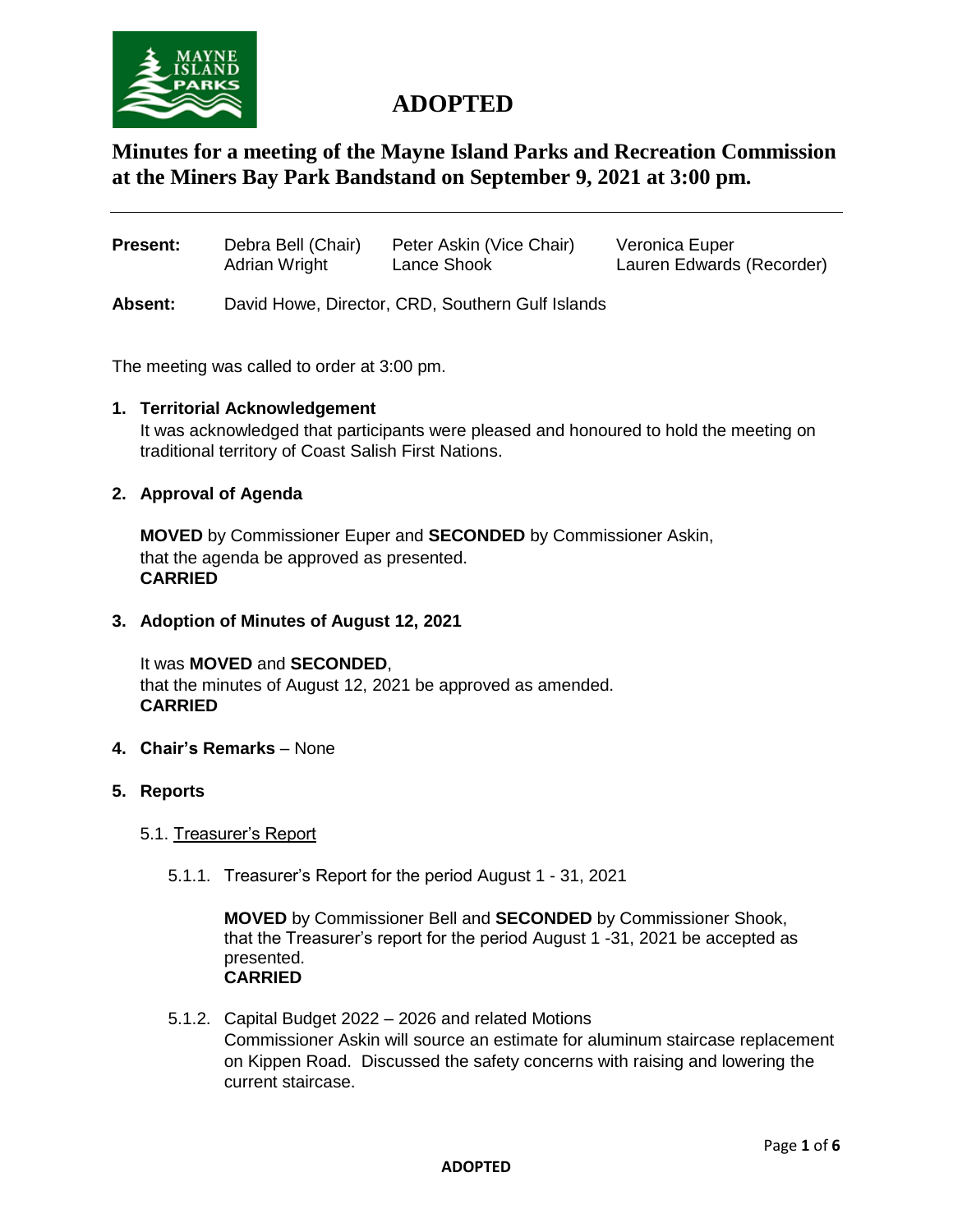# ADOPTED

## Minutes for a meeting of the Mayne Island Parks and Recreation Commission at the Miners Bay Park Bandstand on September 9, 2021 at 3:00 pm.

| | | | |
|---|---|---|---|
| **Present:** | Debra Bell (Chair) | Peter Askin (Vice Chair) | Veronica Euper |
| | Adrian Wright | Lance Shook | Lauren Edwards (Recorder) |

**Absent:** David Howe, Director, CRD, Southern Gulf Islands

The meeting was called to order at 3:00 pm.

**1. Territorial Acknowledgement**

It was acknowledged that participants were pleased and honoured to hold the meeting on traditional territory of Coast Salish First Nations.

**2. Approval of Agenda**

**MOVED** by Commissioner Euper and **SECONDED** by Commissioner Askin, that the agenda be approved as presented.
**CARRIED**

**3. Adoption of Minutes of August 12, 2021**

It was **MOVED** and **SECONDED**, that the minutes of August 12, 2021 be approved as amended.
**CARRIED**

**4. Chair's Remarks** – None

**5. Reports**

5.1. Treasurer's Report

5.1.1. Treasurer's Report for the period August 1 - 31, 2021

**MOVED** by Commissioner Bell and **SECONDED** by Commissioner Shook, that the Treasurer's report for the period August 1 -31, 2021 be accepted as presented.
**CARRIED**

5.1.2. Capital Budget 2022 – 2026 and related Motions

Commissioner Askin will source an estimate for aluminum staircase replacement on Kippen Road. Discussed the safety concerns with raising and lowering the current staircase.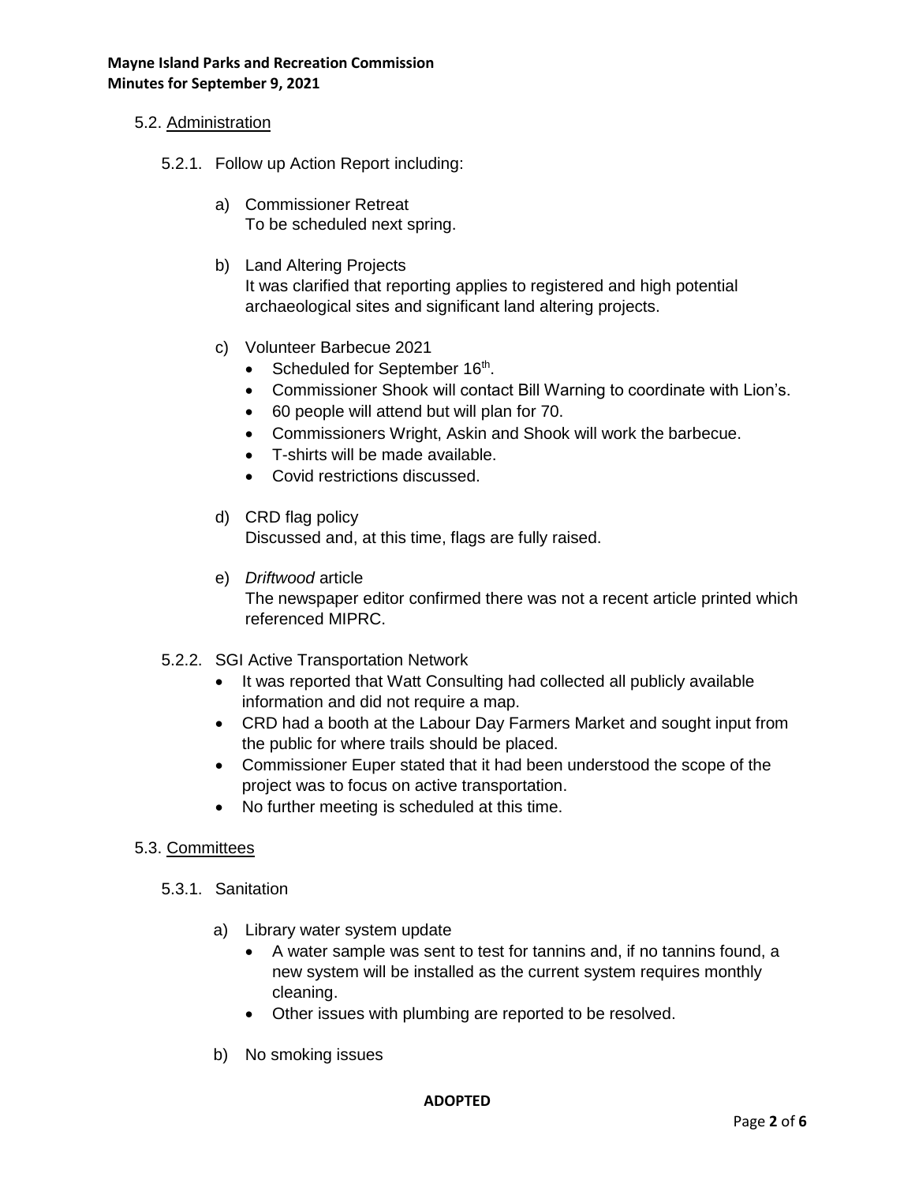### 5.2. Administration

5.2.1. Follow up Action Report including:

a) Commissioner Retreat
To be scheduled next spring.

b) Land Altering Projects
It was clarified that reporting applies to registered and high potential archaeological sites and significant land altering projects.

c) Volunteer Barbecue 2021

- Scheduled for September 16th.
- Commissioner Shook will contact Bill Warning to coordinate with Lion's.
- 60 people will attend but will plan for 70.
- Commissioners Wright, Askin and Shook will work the barbecue.
- T-shirts will be made available.
- Covid restrictions discussed.

d) CRD flag policy
Discussed and, at this time, flags are fully raised.

e) *Driftwood* article
The newspaper editor confirmed there was not a recent article printed which referenced MIPRC.

5.2.2. SGI Active Transportation Network

- It was reported that Watt Consulting had collected all publicly available information and did not require a map.
- CRD had a booth at the Labour Day Farmers Market and sought input from the public for where trails should be placed.
- Commissioner Euper stated that it had been understood the scope of the project was to focus on active transportation.
- No further meeting is scheduled at this time.

### 5.3. Committees

5.3.1. Sanitation

a) Library water system update

- A water sample was sent to test for tannins and, if no tannins found, a new system will be installed as the current system requires monthly cleaning.
- Other issues with plumbing are reported to be resolved.

b) No smoking issues

**ADOPTED**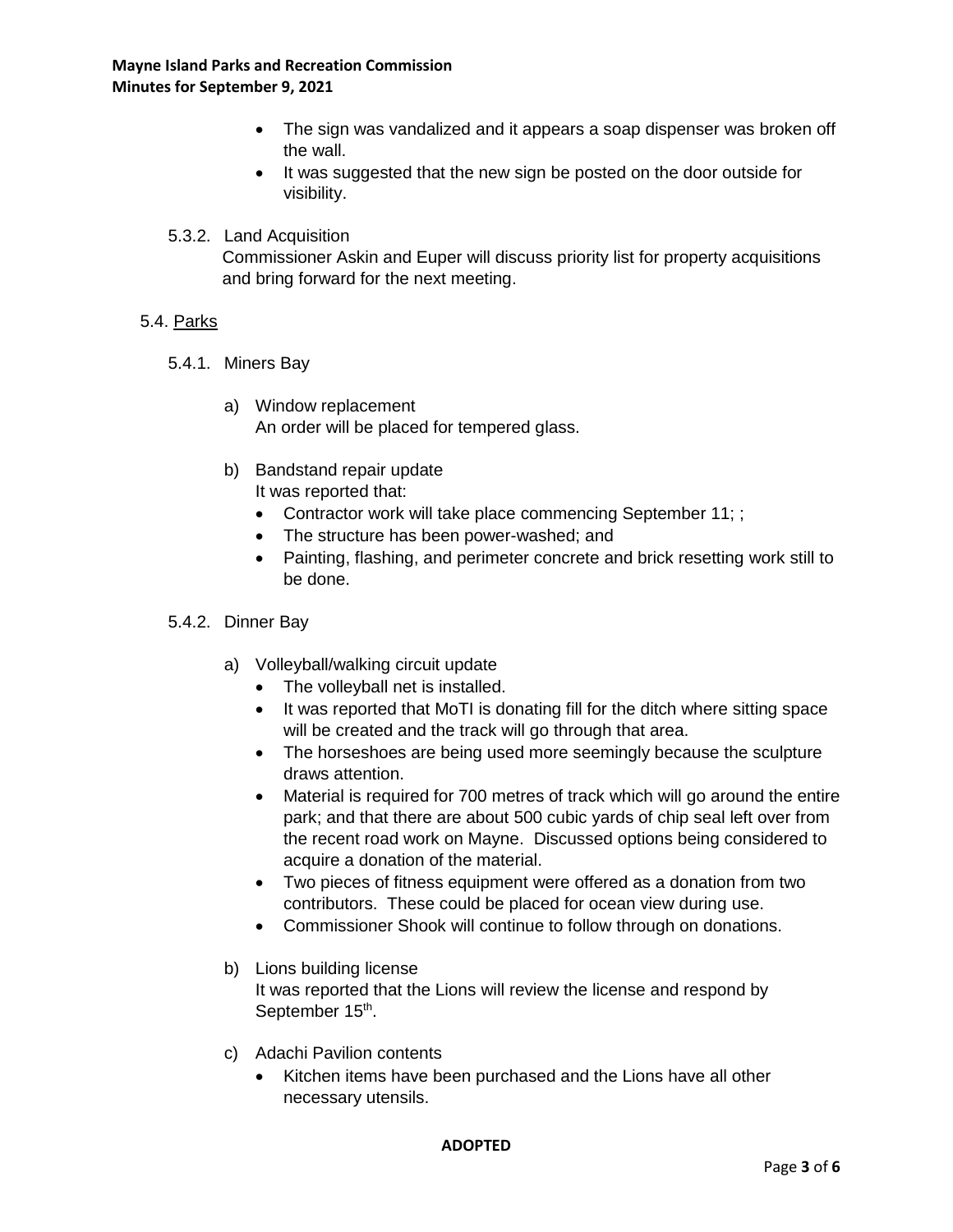- The sign was vandalized and it appears a soap dispenser was broken off the wall.
- It was suggested that the new sign be posted on the door outside for visibility.

5.3.2. Land Acquisition

Commissioner Askin and Euper will discuss priority list for property acquisitions and bring forward for the next meeting.

5.4. <u>Parks</u>

5.4.1. Miners Bay

a) Window replacement

An order will be placed for tempered glass.

b) Bandstand repair update

It was reported that:

- Contractor work will take place commencing September 11; ;
- The structure has been power-washed; and
- Painting, flashing, and perimeter concrete and brick resetting work still to be done.

5.4.2. Dinner Bay

a) Volleyball/walking circuit update

- The volleyball net is installed.
- It was reported that MoTI is donating fill for the ditch where sitting space will be created and the track will go through that area.
- The horseshoes are being used more seemingly because the sculpture draws attention.
- Material is required for 700 metres of track which will go around the entire park; and that there are about 500 cubic yards of chip seal left over from the recent road work on Mayne. Discussed options being considered to acquire a donation of the material.
- Two pieces of fitness equipment were offered as a donation from two contributors. These could be placed for ocean view during use.
- Commissioner Shook will continue to follow through on donations.

b) Lions building license

It was reported that the Lions will review the license and respond by September 15th.

c) Adachi Pavilion contents

- Kitchen items have been purchased and the Lions have all other necessary utensils.

**ADOPTED**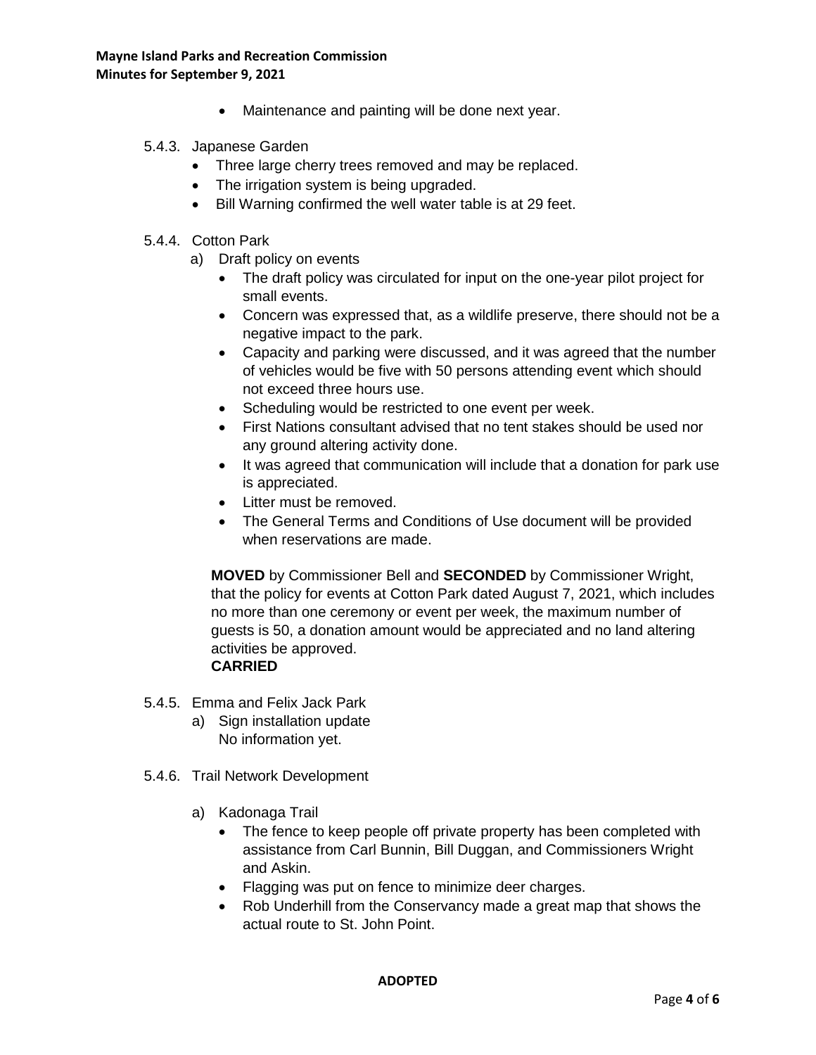- Maintenance and painting will be done next year.

5.4.3. Japanese Garden

- Three large cherry trees removed and may be replaced.
- The irrigation system is being upgraded.
- Bill Warning confirmed the well water table is at 29 feet.

5.4.4. Cotton Park

a) Draft policy on events

- The draft policy was circulated for input on the one-year pilot project for small events.
- Concern was expressed that, as a wildlife preserve, there should not be a negative impact to the park.
- Capacity and parking were discussed, and it was agreed that the number of vehicles would be five with 50 persons attending event which should not exceed three hours use.
- Scheduling would be restricted to one event per week.
- First Nations consultant advised that no tent stakes should be used nor any ground altering activity done.
- It was agreed that communication will include that a donation for park use is appreciated.
- Litter must be removed.
- The General Terms and Conditions of Use document will be provided when reservations are made.

**MOVED** by Commissioner Bell and **SECONDED** by Commissioner Wright, that the policy for events at Cotton Park dated August 7, 2021, which includes no more than one ceremony or event per week, the maximum number of guests is 50, a donation amount would be appreciated and no land altering activities be approved.
**CARRIED**

5.4.5. Emma and Felix Jack Park

a) Sign installation update
No information yet.

5.4.6. Trail Network Development

a) Kadonaga Trail

- The fence to keep people off private property has been completed with assistance from Carl Bunnin, Bill Duggan, and Commissioners Wright and Askin.
- Flagging was put on fence to minimize deer charges.
- Rob Underhill from the Conservancy made a great map that shows the actual route to St. John Point.

**ADOPTED**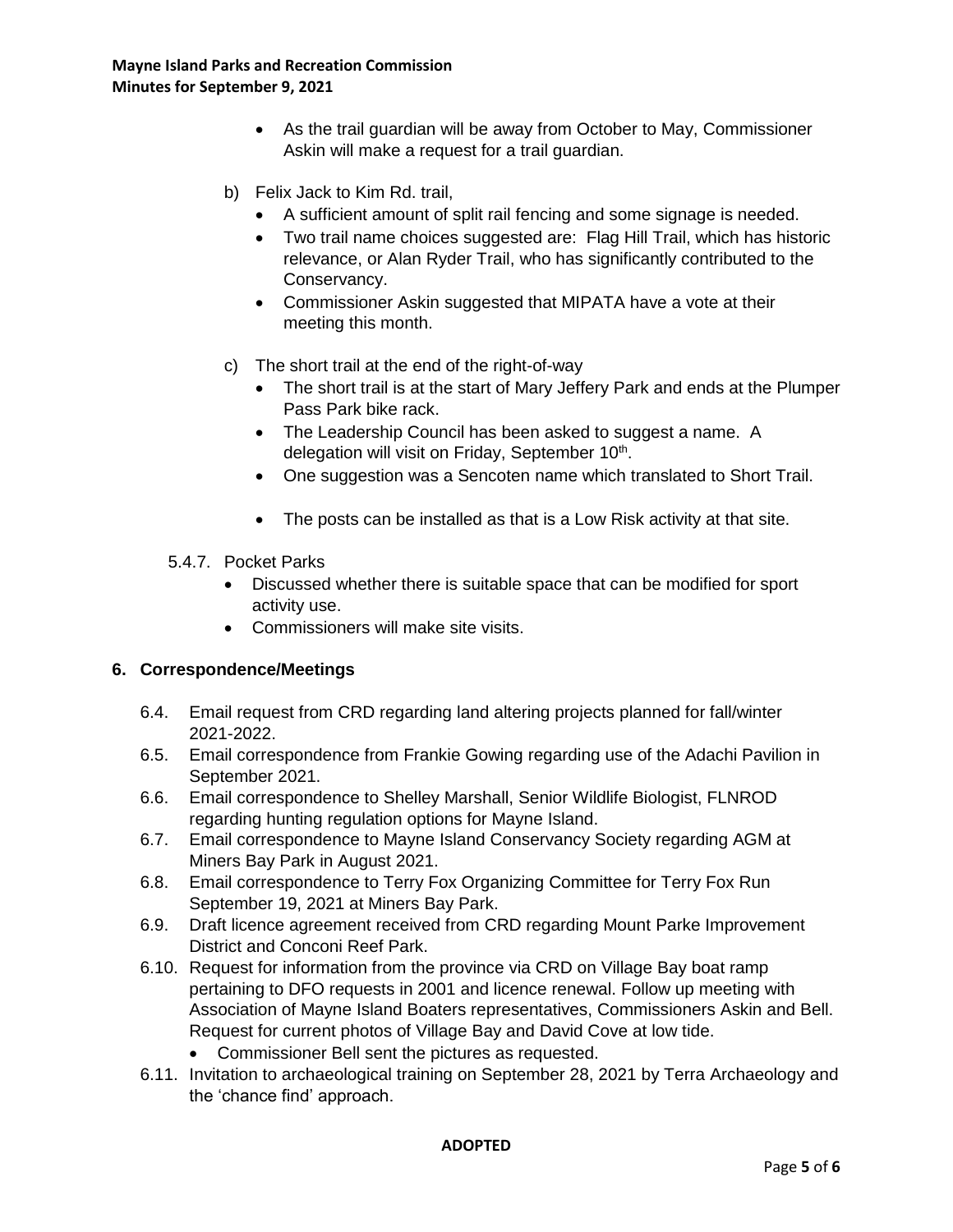- As the trail guardian will be away from October to May, Commissioner Askin will make a request for a trail guardian.

b) Felix Jack to Kim Rd. trail,
   - A sufficient amount of split rail fencing and some signage is needed.
   - Two trail name choices suggested are: Flag Hill Trail, which has historic relevance, or Alan Ryder Trail, who has significantly contributed to the Conservancy.
   - Commissioner Askin suggested that MIPATA have a vote at their meeting this month.

c) The short trail at the end of the right-of-way
   - The short trail is at the start of Mary Jeffery Park and ends at the Plumper Pass Park bike rack.
   - The Leadership Council has been asked to suggest a name. A delegation will visit on Friday, September 10th.
   - One suggestion was a Sencoten name which translated to Short Trail.
   - The posts can be installed as that is a Low Risk activity at that site.

5.4.7. Pocket Parks
- Discussed whether there is suitable space that can be modified for sport activity use.
- Commissioners will make site visits.

**6. Correspondence/Meetings**

6.4. Email request from CRD regarding land altering projects planned for fall/winter 2021-2022.

6.5. Email correspondence from Frankie Gowing regarding use of the Adachi Pavilion in September 2021.

6.6. Email correspondence to Shelley Marshall, Senior Wildlife Biologist, FLNROD regarding hunting regulation options for Mayne Island.

6.7. Email correspondence to Mayne Island Conservancy Society regarding AGM at Miners Bay Park in August 2021.

6.8. Email correspondence to Terry Fox Organizing Committee for Terry Fox Run September 19, 2021 at Miners Bay Park.

6.9. Draft licence agreement received from CRD regarding Mount Parke Improvement District and Conconi Reef Park.

6.10. Request for information from the province via CRD on Village Bay boat ramp pertaining to DFO requests in 2001 and licence renewal. Follow up meeting with Association of Mayne Island Boaters representatives, Commissioners Askin and Bell. Request for current photos of Village Bay and David Cove at low tide.
- Commissioner Bell sent the pictures as requested.

6.11. Invitation to archaeological training on September 28, 2021 by Terra Archaeology and the 'chance find' approach.

**ADOPTED**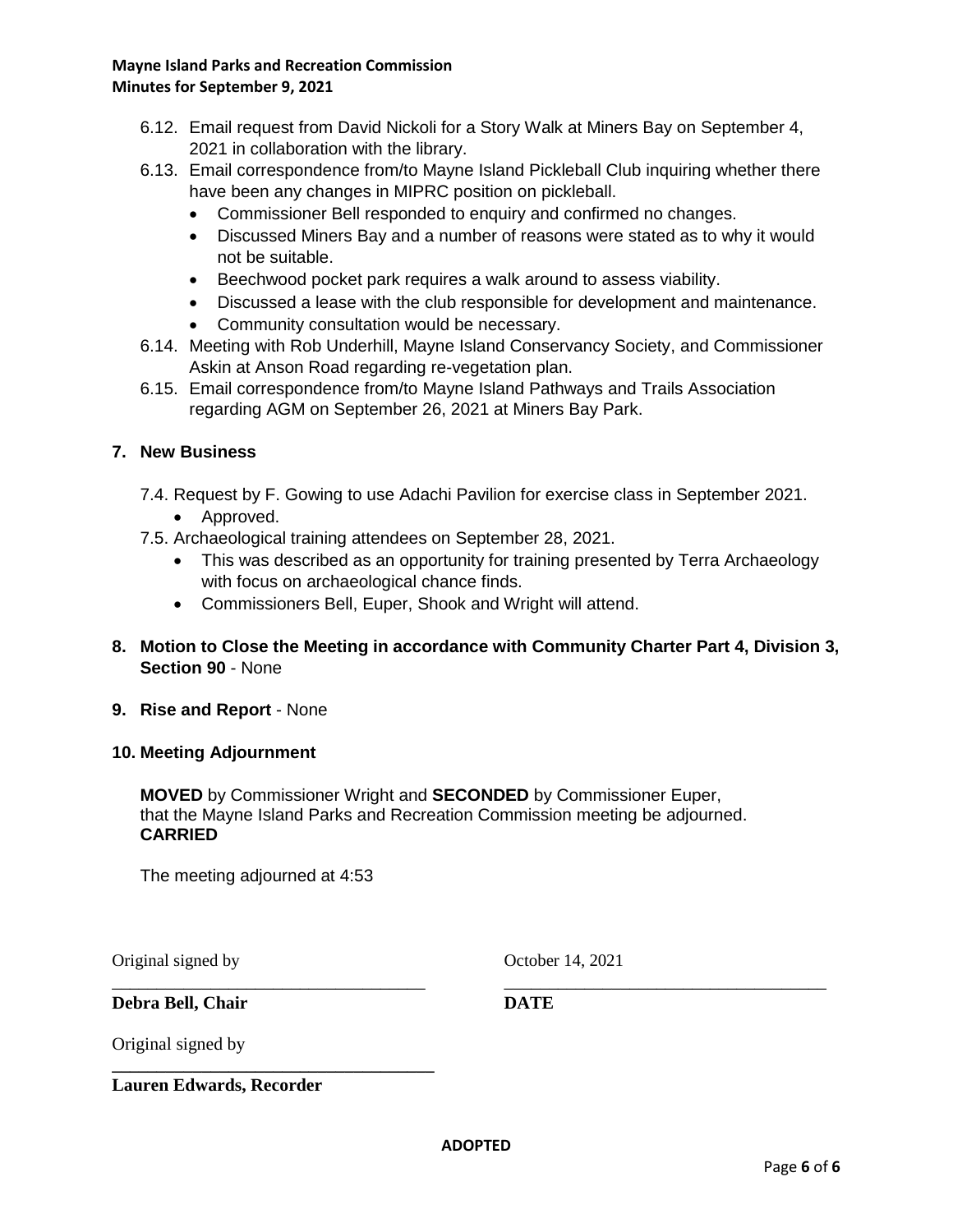6.12. Email request from David Nickoli for a Story Walk at Miners Bay on September 4, 2021 in collaboration with the library.

6.13. Email correspondence from/to Mayne Island Pickleball Club inquiring whether there have been any changes in MIPRC position on pickleball.

- Commissioner Bell responded to enquiry and confirmed no changes.
- Discussed Miners Bay and a number of reasons were stated as to why it would not be suitable.
- Beechwood pocket park requires a walk around to assess viability.
- Discussed a lease with the club responsible for development and maintenance.
- Community consultation would be necessary.

6.14. Meeting with Rob Underhill, Mayne Island Conservancy Society, and Commissioner Askin at Anson Road regarding re-vegetation plan.

6.15. Email correspondence from/to Mayne Island Pathways and Trails Association regarding AGM on September 26, 2021 at Miners Bay Park.

## 7. New Business

7.4. Request by F. Gowing to use Adachi Pavilion for exercise class in September 2021.

- Approved.

7.5. Archaeological training attendees on September 28, 2021.

- This was described as an opportunity for training presented by Terra Archaeology with focus on archaeological chance finds.
- Commissioners Bell, Euper, Shook and Wright will attend.

## 8. Motion to Close the Meeting in accordance with Community Charter Part 4, Division 3, Section 90 - None

## 9. Rise and Report - None

## 10. Meeting Adjournment

**MOVED** by Commissioner Wright and **SECONDED** by Commissioner Euper, that the Mayne Island Parks and Recreation Commission meeting be adjourned.
**CARRIED**

The meeting adjourned at 4:53

Original signed by
___________________________________
**Debra Bell, Chair**

October 14, 2021
___________________________________
**DATE**

Original signed by
___________________________________
**Lauren Edwards, Recorder**

**ADOPTED**